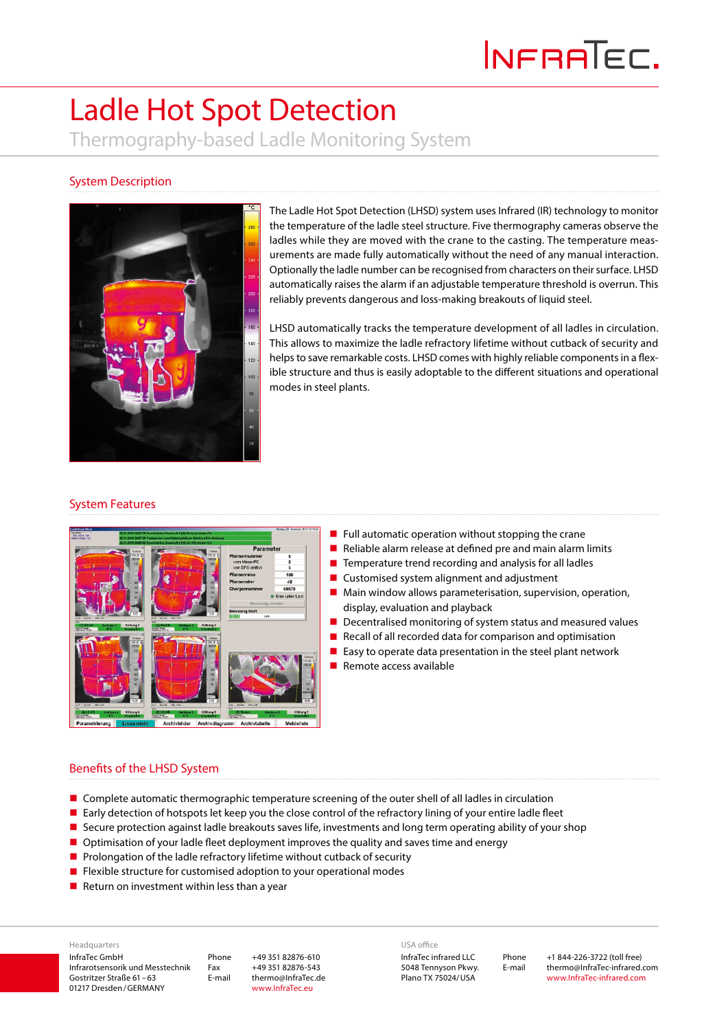# Ladle Hot Spot Detection

## Thermography-based Ladle Monitoring System

### System Description

The Ladle Hot Spot Detection (LHSD) system uses Infrared (IR) technology to monitor the temperature of the ladle steel structure. Five thermography cameras observe the ladles while they are moved with the crane to the casting. The temperature measurements are made fully automatically without the need of any manual interaction. Optionally the ladle number can be recognised from characters on their surface. LHSD automatically raises the alarm if an adjustable temperature threshold is overrun. This reliably prevents dangerous and loss-making breakouts of liquid steel.

LHSD automatically tracks the temperature development of all ladles in circulation. This allows to maximize the ladle refractory lifetime without cutback of security and helps to save remarkable costs. LHSD comes with highly reliable components in a flexible structure and thus is easily adoptable to the different situations and operational modes in steel plants.

### System Features

- Full automatic operation without stopping the crane
- Reliable alarm release at defined pre and main alarm limits
- Temperature trend recording and analysis for all ladles
- Customised system alignment and adjustment
- Main window allows parameterisation, supervision, operation, display, evaluation and playback
- Decentralised monitoring of system status and measured values
- Recall of all recorded data for comparison and optimisation
- Easy to operate data presentation in the steel plant network
- Remote access available

### Benefits of the LHSD System

- Complete automatic thermographic temperature screening of the outer shell of all ladles in circulation
- Early detection of hotspots let keep you the close control of the refractory lining of your entire ladle fleet
- Secure protection against ladle breakouts saves life, investments and long term operating ability of your shop
- Optimisation of your ladle fleet deployment improves the quality and saves time and energy
- Prolongation of the ladle refractory lifetime without cutback of security
- Flexible structure for customised adoption to your operational modes
- Return on investment within less than a year

Headquarters
InfraTec GmbH
Infrarotsensorik und Messtechnik
Gostritzer Straße 61 – 63
01217 Dresden / GERMANY

Phone +49 351 82876-610
Fax +49 351 82876-543
E-mail thermo@InfraTec.de
www.InfraTec.eu

USA office
InfraTec infrared LLC
5048 Tennyson Pkwy.
Plano TX 75024/ USA

Phone +1 844-226-3722 (toll free)
E-mail thermo@InfraTec-infrared.com
www.InfraTec-infrared.com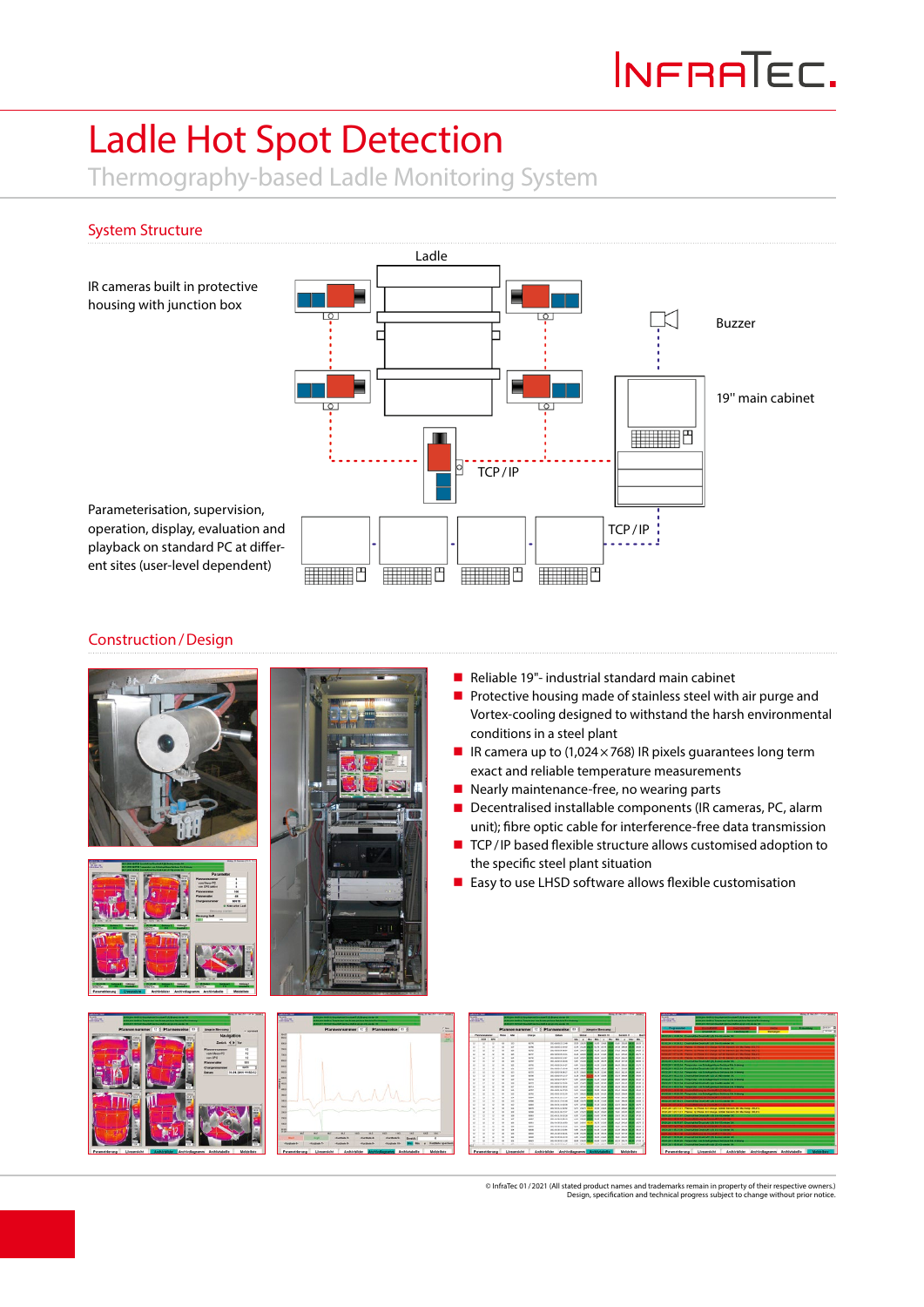# Ladle Hot Spot Detection

Thermography-based Ladle Monitoring System

## System Structure

IR cameras built in protective housing with junction box

Ladle

Buzzer

19" main cabinet

TCP / IP

TCP / IP

Parameterisation, supervision, operation, display, evaluation and playback on standard PC at different sites (user-level dependent)

## Construction / Design

- Reliable 19"- industrial standard main cabinet
- Protective housing made of stainless steel with air purge and Vortex-cooling designed to withstand the harsh environmental conditions in a steel plant
- IR camera up to (1,024 × 768) IR pixels guarantees long term exact and reliable temperature measurements
- Nearly maintenance-free, no wearing parts
- Decentralised installable components (IR cameras, PC, alarm unit); fibre optic cable for interference-free data transmission
- TCP / IP based flexible structure allows customised adoption to the specific steel plant situation
- Easy to use LHSD software allows flexible customisation

© InfraTec 01 / 2021 (All stated product names and trademarks remain in property of their respective owners.)
Design, specification and technical progress subject to change without prior notice.